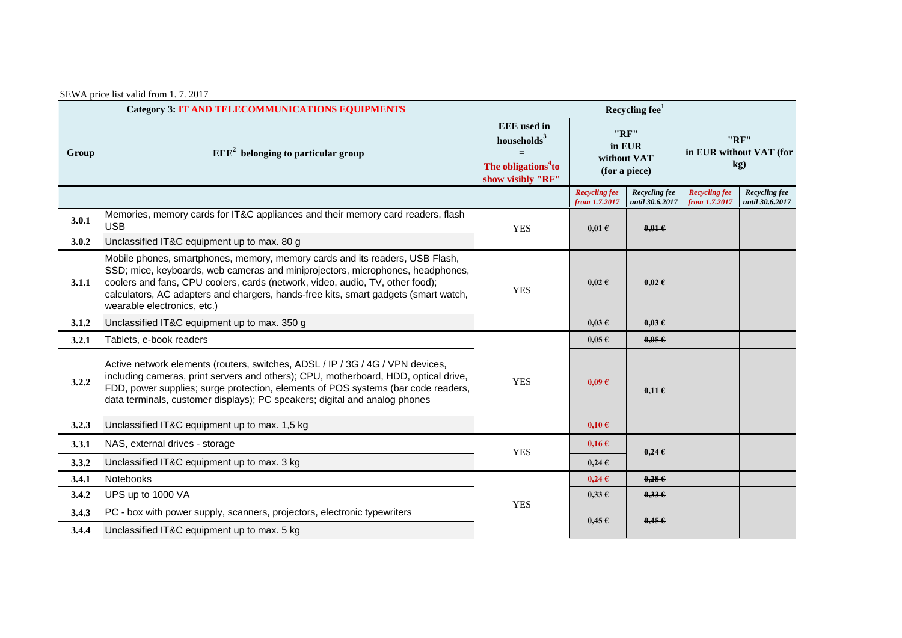SEWA price list valid from 1. 7. 2017

| Category 3: IT AND TELECOMMUNICATIONS EQUIPMENTS | | Recycling fee[1] | | | | |
|---|---|---|---|---|---|---|
| Group | EEE[2] belonging to particular group | EEE used in households[3] = The obligations[4] to show visibly "RF" | "RF" in EUR without VAT (for a piece) | | "RF" in EUR without VAT (for kg) | |
| | | | *Recycling fee from 1.7.2017* | *Recycling fee until 30.6.2017* | *Recycling fee from 1.7.2017* | *Recycling fee until 30.6.2017* |
| **3.0.1** | Memories, memory cards for IT&C appliances and their memory card readers, flash USB | YES | 0,01 € | ~~0,01 €~~ | | |
| **3.0.2** | Unclassified IT&C equipment up to max. 80 g | | | | | |
| **3.1.1** | Mobile phones, smartphones, memory, memory cards and its readers, USB Flash, SSD; mice, keyboards, web cameras and miniprojectors, microphones, headphones, coolers and fans, CPU coolers, cards (network, video, audio, TV, other food); calculators, AC adapters and chargers, hands-free kits, smart gadgets (smart watch, wearable electronics, etc.) | YES | 0,02 € | ~~0,02 €~~ | | |
| **3.1.2** | Unclassified IT&C equipment up to max. 350 g | | 0,03 € | ~~0,03 €~~ | | |
| **3.2.1** | Tablets, e-book readers | YES | 0,05 € | ~~0,05 €~~ | | |
| **3.2.2** | Active network elements (routers, switches, ADSL / IP / 3G / 4G / VPN devices, including cameras, print servers and others); CPU, motherboard, HDD, optical drive, FDD, power supplies; surge protection, elements of POS systems (bar code readers, data terminals, customer displays); PC speakers; digital and analog phones | | 0,09 € | ~~0,11 €~~ | | |
| **3.2.3** | Unclassified IT&C equipment up to max. 1,5 kg | | 0,10 € | | | |
| **3.3.1** | NAS, external drives - storage | YES | 0,16 € | ~~0,24 €~~ | | |
| **3.3.2** | Unclassified IT&C equipment up to max. 3 kg | | 0,24 € | | | |
| **3.4.1** | Notebooks | YES | 0,24 € | ~~0,28 €~~ | | |
| **3.4.2** | UPS up to 1000 VA | | 0,33 € | ~~0,33 €~~ | | |
| **3.4.3** | PC - box with power supply, scanners, projectors, electronic typewriters | | 0,45 € | ~~0,45 €~~ | | |
| **3.4.4** | Unclassified IT&C equipment up to max. 5 kg | | | | | |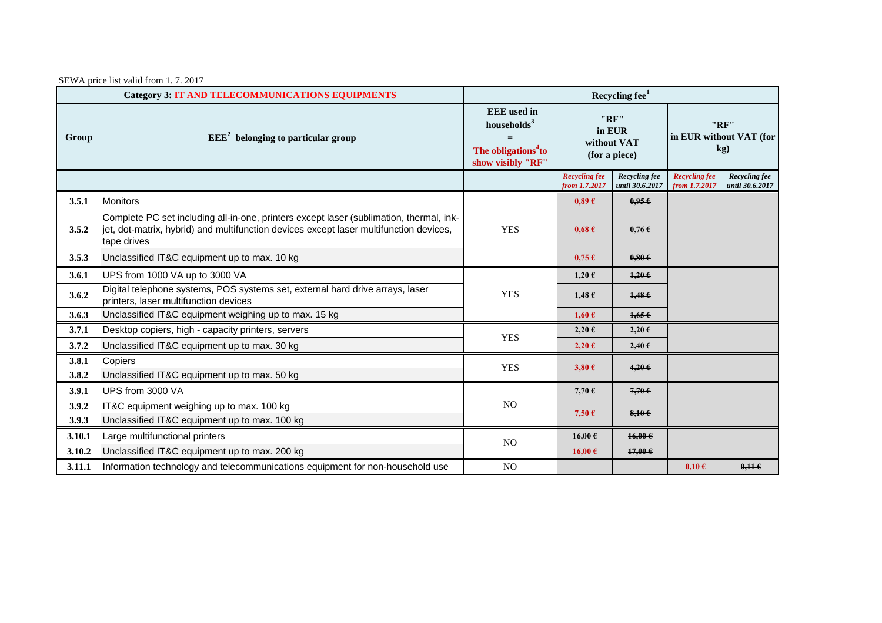SEWA price list valid from 1. 7. 2017

| Category 3: IT AND TELECOMMUNICATIONS EQUIPMENTS | | Recycling fee[1] | | | | |
|---|---|---|---|---|---|---|
| Group | EEE[2] belonging to particular group | EEE used in households[3] = The obligations[4] to show visibly "RF" | "RF" in EUR without VAT (for a piece) | | "RF" in EUR without VAT (for kg) | |
| | | | *Recycling fee from 1.7.2017* | *Recycling fee until 30.6.2017* | *Recycling fee from 1.7.2017* | *Recycling fee until 30.6.2017* |
| 3.5.1 | Monitors | YES | 0,89 € | ~~0,95 €~~ | | |
| 3.5.2 | Complete PC set including all-in-one, printers except laser (sublimation, thermal, ink-jet, dot-matrix, hybrid) and multifunction devices except laser multifunction devices, tape drives | | 0,68 € | ~~0,76 €~~ | | |
| 3.5.3 | Unclassified IT&C equipment up to max. 10 kg | | 0,75 € | ~~0,80 €~~ | | |
| 3.6.1 | UPS from 1000 VA up to 3000 VA | YES | 1,20 € | ~~1,20 €~~ | | |
| 3.6.2 | Digital telephone systems, POS systems set, external hard drive arrays, laser printers, laser multifunction devices | | 1,48 € | ~~1,48 €~~ | | |
| 3.6.3 | Unclassified IT&C equipment weighing up to max. 15 kg | | 1,60 € | ~~1,65 €~~ | | |
| 3.7.1 | Desktop copiers, high - capacity printers, servers | YES | 2,20 € | ~~2,20 €~~ | | |
| 3.7.2 | Unclassified IT&C equipment up to max. 30 kg | | 2,20 € | ~~2,40 €~~ | | |
| 3.8.1 | Copiers | YES | 3,80 € | ~~4,20 €~~ | | |
| 3.8.2 | Unclassified IT&C equipment up to max. 50 kg | | | | | |
| 3.9.1 | UPS from 3000 VA | NO | 7,70 € | ~~7,70 €~~ | | |
| 3.9.2 | IT&C equipment weighing up to max. 100 kg | | 7,50 € | ~~8,10 €~~ | | |
| 3.9.3 | Unclassified IT&C equipment up to max. 100 kg | | | | | |
| 3.10.1 | Large multifunctional printers | NO | 16,00 € | ~~16,00 €~~ | | |
| 3.10.2 | Unclassified IT&C equipment up to max. 200 kg | | 16,00 € | ~~17,00 €~~ | | |
| 3.11.1 | Information technology and telecommunications equipment for non-household use | NO | | | 0,10 € | ~~0,11 €~~ |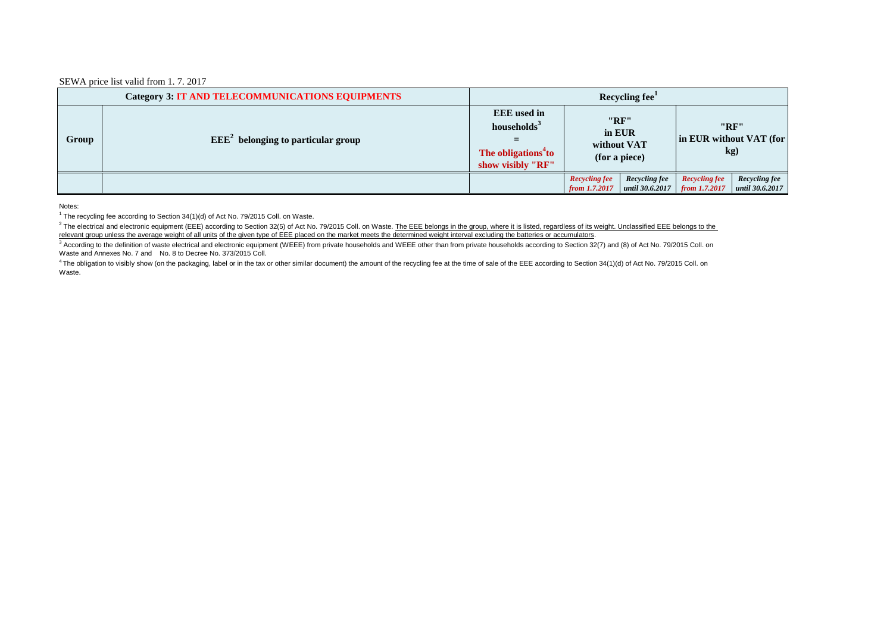SEWA price list valid from 1. 7. 2017

| Category 3: IT AND TELECOMMUNICATIONS EQUIPMENTS | | Recycling fee[1] | | | | |
|---|---|---|---|---|---|---|
| **Group** | **EEE[2] belonging to particular group** | **EEE used in households[3] = The obligations[4] to show visibly "RF"** | **"RF" in EUR without VAT (for a piece)** | | **"RF" in EUR without VAT (for kg)** | |
| | | | ***Recycling fee from 1.7.2017*** | ***Recycling fee until 30.6.2017*** | ***Recycling fee from 1.7.2017*** | ***Recycling fee until 30.6.2017*** |

Notes:

[1] The recycling fee according to Section 34(1)(d) of Act No. 79/2015 Coll. on Waste.

[2] The electrical and electronic equipment (EEE) according to Section 32(5) of Act No. 79/2015 Coll. on Waste. The EEE belongs in the group, where it is listed, regardless of its weight. Unclassified EEE belongs to the relevant group unless the average weight of all units of the given type of EEE placed on the market meets the determined weight interval excluding the batteries or accumulators.

[3] According to the definition of waste electrical and electronic equipment (WEEE) from private households and WEEE other than from private households according to Section 32(7) and (8) of Act No. 79/2015 Coll. on Waste and Annexes No. 7 and No. 8 to Decree No. 373/2015 Coll.

[4] The obligation to visibly show (on the packaging, label or in the tax or other similar document) the amount of the recycling fee at the time of sale of the EEE according to Section 34(1)(d) of Act No. 79/2015 Coll. on Waste.